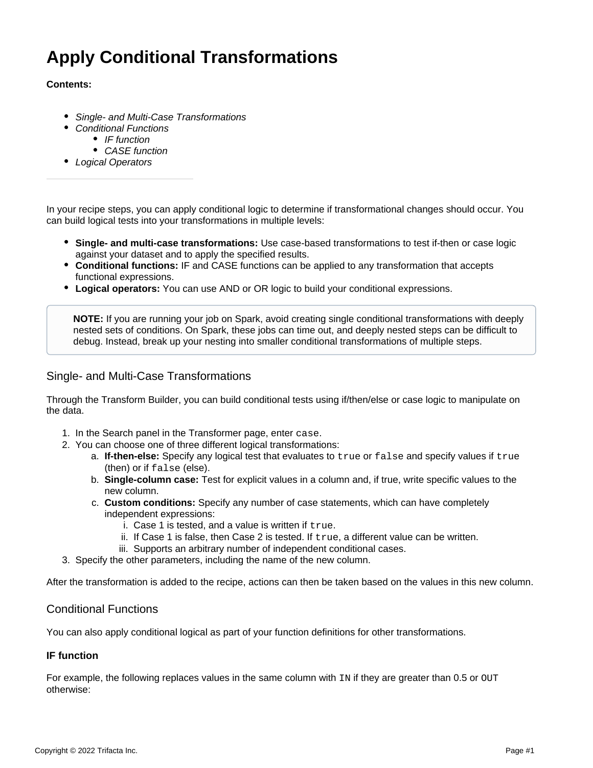# Apply Conditional Transformations

**Contents:**

- *Single- and Multi-Case Transformations*
- *Conditional Functions*
  - *IF function*
  - *CASE function*
- *Logical Operators*

---

In your recipe steps, you can apply conditional logic to determine if transformational changes should occur. You can build logical tests into your transformations in multiple levels:

- **Single- and multi-case transformations:** Use case-based transformations to test if-then or case logic against your dataset and to apply the specified results.
- **Conditional functions:** IF and CASE functions can be applied to any transformation that accepts functional expressions.
- **Logical operators:** You can use AND or OR logic to build your conditional expressions.

> **NOTE:** If you are running your job on Spark, avoid creating single conditional transformations with deeply nested sets of conditions. On Spark, these jobs can time out, and deeply nested steps can be difficult to debug. Instead, break up your nesting into smaller conditional transformations of multiple steps.

## Single- and Multi-Case Transformations

Through the Transform Builder, you can build conditional tests using if/then/else or case logic to manipulate on the data.

1. In the Search panel in the Transformer page, enter `case`.
2. You can choose one of three different logical transformations:
   a. **If-then-else:** Specify any logical test that evaluates to `true` or `false` and specify values if `true` (then) or if `false` (else).
   b. **Single-column case:** Test for explicit values in a column and, if true, write specific values to the new column.
   c. **Custom conditions:** Specify any number of case statements, which can have completely independent expressions:
      i. Case 1 is tested, and a value is written if `true`.
      ii. If Case 1 is false, then Case 2 is tested. If `true`, a different value can be written.
      iii. Supports an arbitrary number of independent conditional cases.
3. Specify the other parameters, including the name of the new column.

After the transformation is added to the recipe, actions can then be taken based on the values in this new column.

## Conditional Functions

You can also apply conditional logical as part of your function definitions for other transformations.

### IF function

For example, the following replaces values in the same column with `IN` if they are greater than 0.5 or `OUT` otherwise: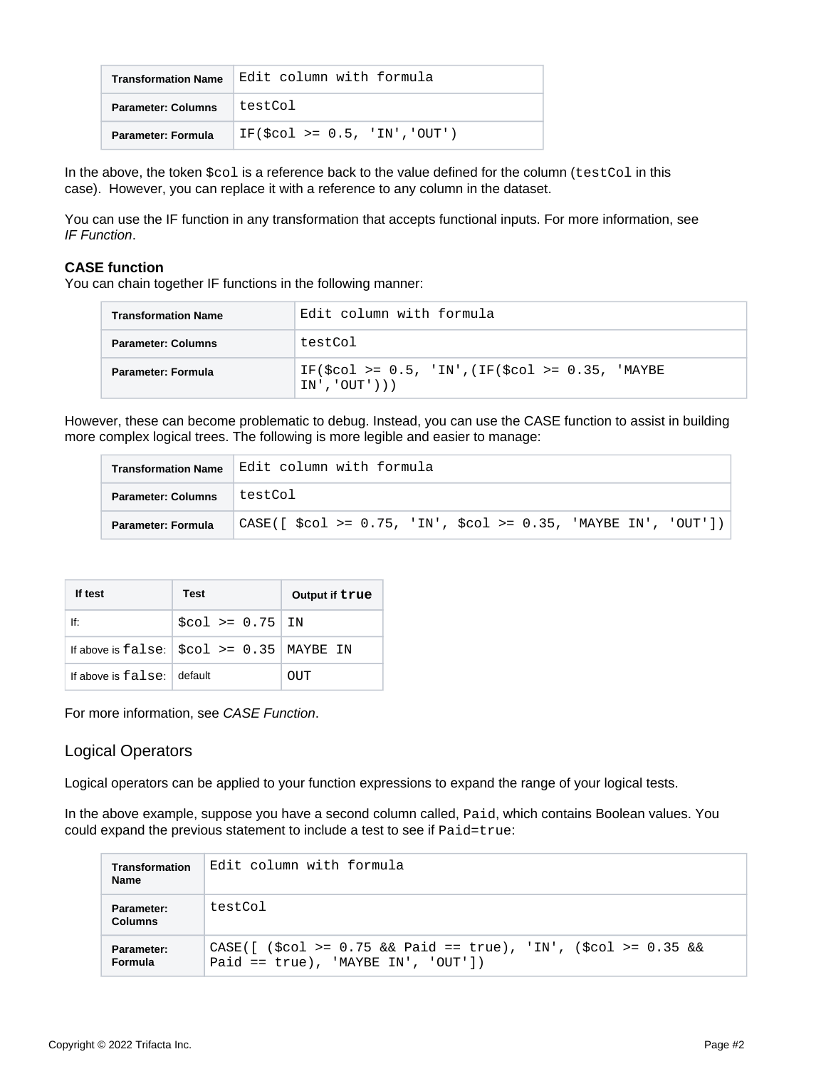| Transformation Name | Edit column with formula |
| --- | --- |
| Parameter: Columns | testCol |
| Parameter: Formula | IF($col >= 0.5, 'IN','OUT') |

In the above, the token `$col` is a reference back to the value defined for the column (`testCol` in this case). However, you can replace it with a reference to any column in the dataset.

You can use the IF function in any transformation that accepts functional inputs. For more information, see *IF Function*.

**CASE function**
You can chain together IF functions in the following manner:

| Transformation Name | Edit column with formula |
| --- | --- |
| Parameter: Columns | testCol |
| Parameter: Formula | IF($col >= 0.5, 'IN',(IF($col >= 0.35, 'MAYBE IN','OUT'))) |

However, these can become problematic to debug. Instead, you can use the CASE function to assist in building more complex logical trees. The following is more legible and easier to manage:

| Transformation Name | Edit column with formula |
| --- | --- |
| Parameter: Columns | testCol |
| Parameter: Formula | CASE([ $col >= 0.75, 'IN', $col >= 0.35, 'MAYBE IN', 'OUT']) |

| If test | Test | Output if `true` |
| --- | --- | --- |
| If: | `$col >= 0.75` | IN |
| If above is `false`: | `$col >= 0.35` | MAYBE IN |
| If above is `false`: | default | OUT |

For more information, see *CASE Function*.

## Logical Operators

Logical operators can be applied to your function expressions to expand the range of your logical tests.

In the above example, suppose you have a second column called, `Paid`, which contains Boolean values. You could expand the previous statement to include a test to see if `Paid=true`:

| Transformation Name | Edit column with formula |
| --- | --- |
| Parameter: Columns | testCol |
| Parameter: Formula | CASE([ ($col >= 0.75 && Paid == true), 'IN', ($col >= 0.35 && Paid == true), 'MAYBE IN', 'OUT']) |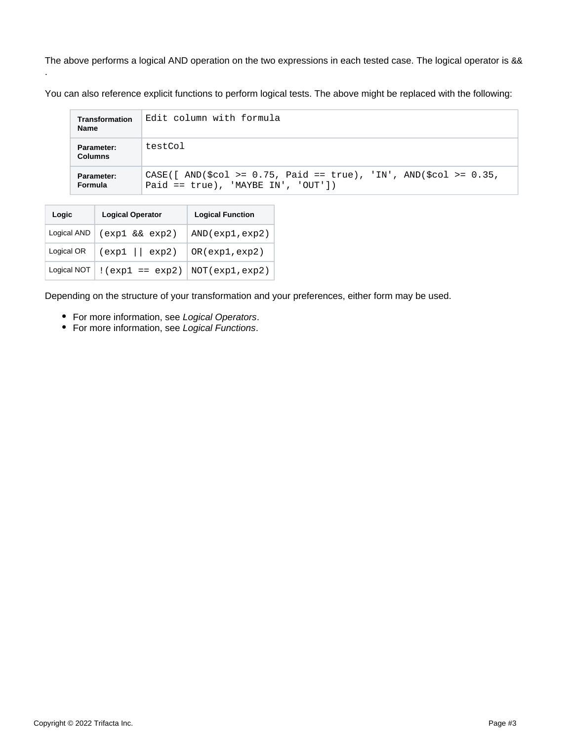The above performs a logical AND operation on the two expressions in each tested case. The logical operator is && .

You can also reference explicit functions to perform logical tests. The above might be replaced with the following:

| | |
|---|---|
| **Transformation Name** | `Edit column with formula` |
| **Parameter: Columns** | `testCol` |
| **Parameter: Formula** | `CASE([ AND($col >= 0.75, Paid == true), 'IN', AND($col >= 0.35, Paid == true), 'MAYBE IN', 'OUT'])` |

| Logic | Logical Operator | Logical Function |
|---|---|---|
| Logical AND | `(exp1 && exp2)` | `AND(exp1,exp2)` |
| Logical OR | `(exp1 \|\| exp2)` | `OR(exp1,exp2)` |
| Logical NOT | `!(exp1 == exp2)` | `NOT(exp1,exp2)` |

Depending on the structure of your transformation and your preferences, either form may be used.

- For more information, see *Logical Operators*.
- For more information, see *Logical Functions*.